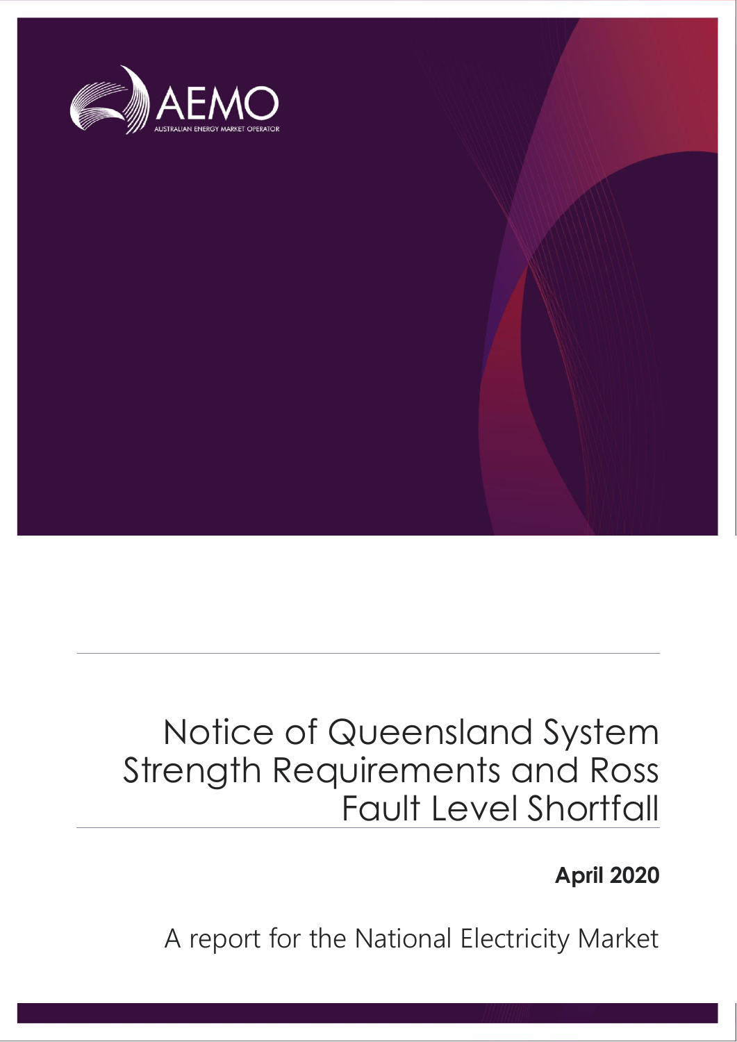# Notice of Queensland System Strength Requirements and Ross Fault Level Shortfall

**April 2020**

A report for the National Electricity Market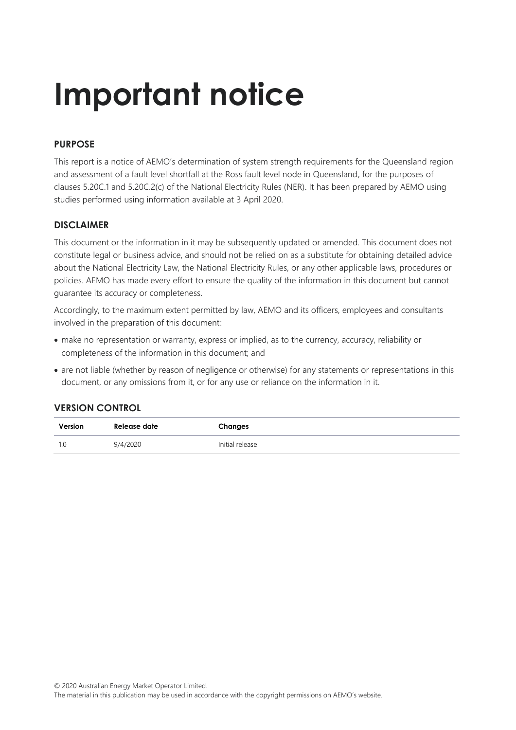# Important notice

## PURPOSE

This report is a notice of AEMO's determination of system strength requirements for the Queensland region and assessment of a fault level shortfall at the Ross fault level node in Queensland, for the purposes of clauses 5.20C.1 and 5.20C.2(c) of the National Electricity Rules (NER). It has been prepared by AEMO using studies performed using information available at 3 April 2020.

## DISCLAIMER

This document or the information in it may be subsequently updated or amended. This document does not constitute legal or business advice, and should not be relied on as a substitute for obtaining detailed advice about the National Electricity Law, the National Electricity Rules, or any other applicable laws, procedures or policies. AEMO has made every effort to ensure the quality of the information in this document but cannot guarantee its accuracy or completeness.

Accordingly, to the maximum extent permitted by law, AEMO and its officers, employees and consultants involved in the preparation of this document:

- make no representation or warranty, express or implied, as to the currency, accuracy, reliability or completeness of the information in this document; and
- are not liable (whether by reason of negligence or otherwise) for any statements or representations in this document, or any omissions from it, or for any use or reliance on the information in it.

## VERSION CONTROL

| Version | Release date | Changes |
|---|---|---|
| 1.0 | 9/4/2020 | Initial release |

© 2020 Australian Energy Market Operator Limited.
The material in this publication may be used in accordance with the copyright permissions on AEMO's website.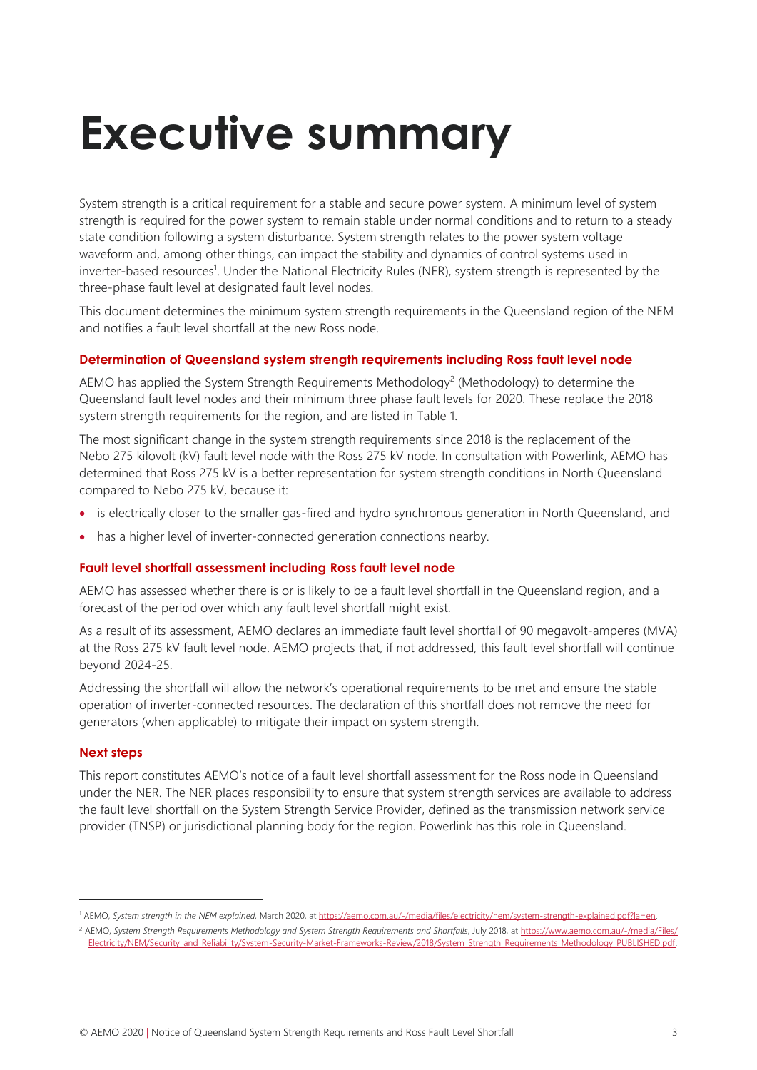# Executive summary

System strength is a critical requirement for a stable and secure power system. A minimum level of system strength is required for the power system to remain stable under normal conditions and to return to a steady state condition following a system disturbance. System strength relates to the power system voltage waveform and, among other things, can impact the stability and dynamics of control systems used in inverter-based resources[1]. Under the National Electricity Rules (NER), system strength is represented by the three-phase fault level at designated fault level nodes.

This document determines the minimum system strength requirements in the Queensland region of the NEM and notifies a fault level shortfall at the new Ross node.

### Determination of Queensland system strength requirements including Ross fault level node

AEMO has applied the System Strength Requirements Methodology[2] (Methodology) to determine the Queensland fault level nodes and their minimum three phase fault levels for 2020. These replace the 2018 system strength requirements for the region, and are listed in Table 1.

The most significant change in the system strength requirements since 2018 is the replacement of the Nebo 275 kilovolt (kV) fault level node with the Ross 275 kV node. In consultation with Powerlink, AEMO has determined that Ross 275 kV is a better representation for system strength conditions in North Queensland compared to Nebo 275 kV, because it:

- is electrically closer to the smaller gas-fired and hydro synchronous generation in North Queensland, and
- has a higher level of inverter-connected generation connections nearby.

### Fault level shortfall assessment including Ross fault level node

AEMO has assessed whether there is or is likely to be a fault level shortfall in the Queensland region, and a forecast of the period over which any fault level shortfall might exist.

As a result of its assessment, AEMO declares an immediate fault level shortfall of 90 megavolt-amperes (MVA) at the Ross 275 kV fault level node. AEMO projects that, if not addressed, this fault level shortfall will continue beyond 2024-25.

Addressing the shortfall will allow the network's operational requirements to be met and ensure the stable operation of inverter-connected resources. The declaration of this shortfall does not remove the need for generators (when applicable) to mitigate their impact on system strength.

### Next steps

This report constitutes AEMO's notice of a fault level shortfall assessment for the Ross node in Queensland under the NER. The NER places responsibility to ensure that system strength services are available to address the fault level shortfall on the System Strength Service Provider, defined as the transmission network service provider (TNSP) or jurisdictional planning body for the region. Powerlink has this role in Queensland.

---

[1] AEMO, *System strength in the NEM explained*, March 2020, at https://aemo.com.au/-/media/files/electricity/nem/system-strength-explained.pdf?la=en.

[2] AEMO, *System Strength Requirements Methodology and System Strength Requirements and Shortfalls*, July 2018, at https://www.aemo.com.au/-/media/Files/Electricity/NEM/Security_and_Reliability/System-Security-Market-Frameworks-Review/2018/System_Strength_Requirements_Methodology_PUBLISHED.pdf.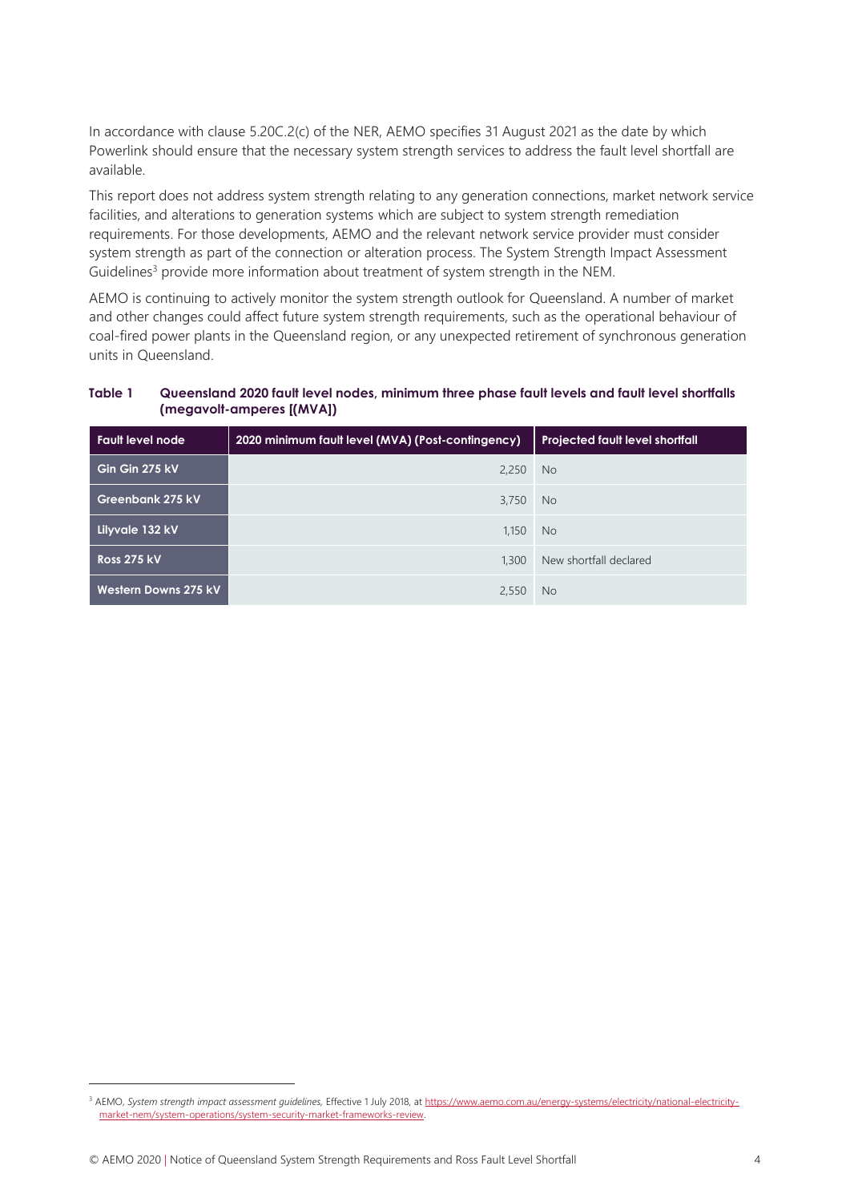In accordance with clause 5.20C.2(c) of the NER, AEMO specifies 31 August 2021 as the date by which Powerlink should ensure that the necessary system strength services to address the fault level shortfall are available.

This report does not address system strength relating to any generation connections, market network service facilities, and alterations to generation systems which are subject to system strength remediation requirements. For those developments, AEMO and the relevant network service provider must consider system strength as part of the connection or alteration process. The System Strength Impact Assessment Guidelines[3] provide more information about treatment of system strength in the NEM.

AEMO is continuing to actively monitor the system strength outlook for Queensland. A number of market and other changes could affect future system strength requirements, such as the operational behaviour of coal-fired power plants in the Queensland region, or any unexpected retirement of synchronous generation units in Queensland.

**Table 1 Queensland 2020 fault level nodes, minimum three phase fault levels and fault level shortfalls (megavolt-amperes [(MVA])**

| Fault level node | 2020 minimum fault level (MVA) (Post-contingency) | Projected fault level shortfall |
|---|---|---|
| Gin Gin 275 kV | 2,250 | No |
| Greenbank 275 kV | 3,750 | No |
| Lilyvale 132 kV | 1,150 | No |
| Ross 275 kV | 1,300 | New shortfall declared |
| Western Downs 275 kV | 2,550 | No |

[3] AEMO, *System strength impact assessment guidelines,* Effective 1 July 2018, at https://www.aemo.com.au/energy-systems/electricity/national-electricity-market-nem/system-operations/system-security-market-frameworks-review.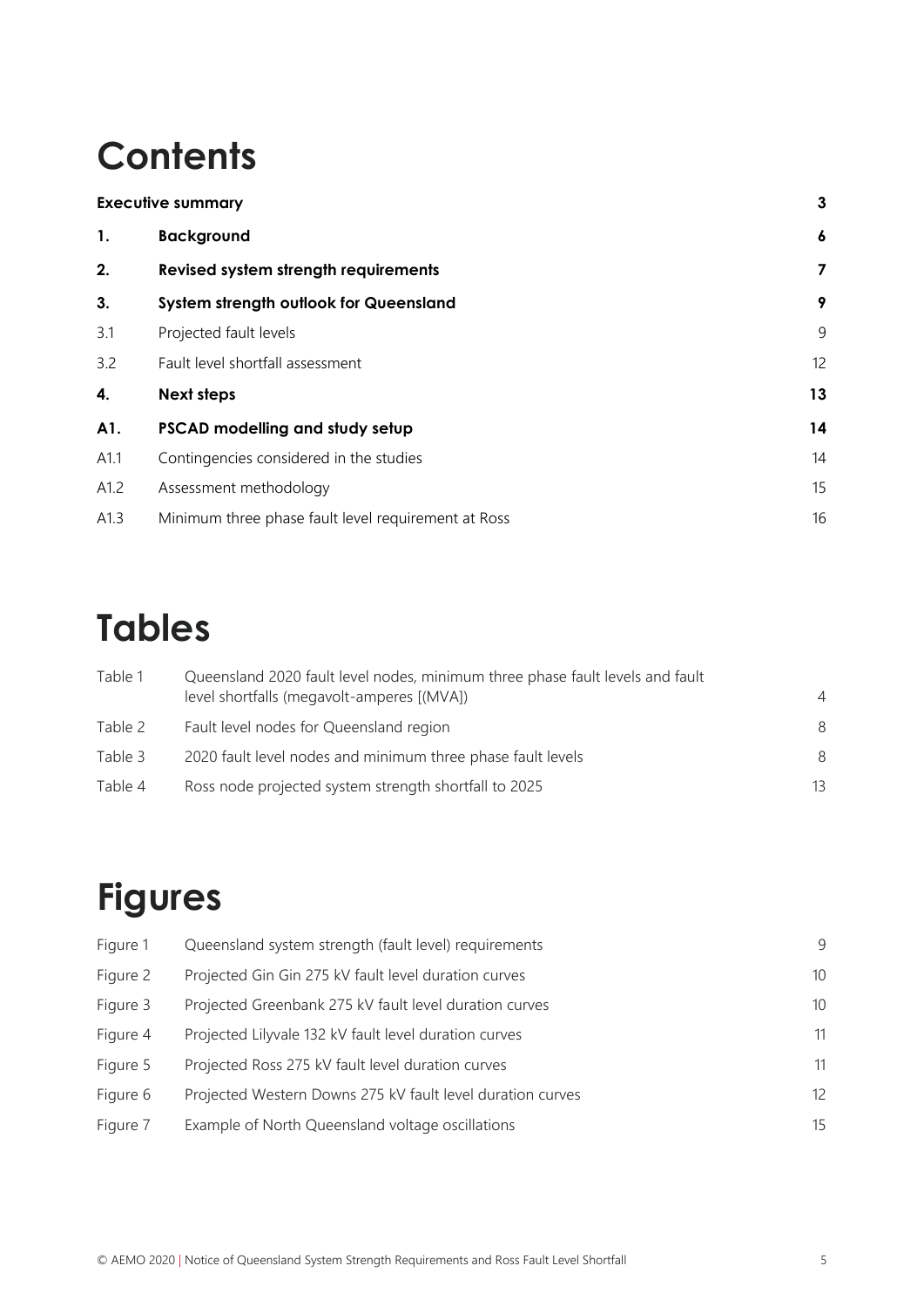# Contents

| | | |
|---|---|---|
| **Executive summary** | | **3** |
| **1.** | **Background** | **6** |
| **2.** | **Revised system strength requirements** | **7** |
| **3.** | **System strength outlook for Queensland** | **9** |
| 3.1 | Projected fault levels | 9 |
| 3.2 | Fault level shortfall assessment | 12 |
| **4.** | **Next steps** | **13** |
| **A1.** | **PSCAD modelling and study setup** | **14** |
| A1.1 | Contingencies considered in the studies | 14 |
| A1.2 | Assessment methodology | 15 |
| A1.3 | Minimum three phase fault level requirement at Ross | 16 |

# Tables

| | | |
|---|---|---|
| Table 1 | Queensland 2020 fault level nodes, minimum three phase fault levels and fault level shortfalls (megavolt-amperes [(MVA]) | 4 |
| Table 2 | Fault level nodes for Queensland region | 8 |
| Table 3 | 2020 fault level nodes and minimum three phase fault levels | 8 |
| Table 4 | Ross node projected system strength shortfall to 2025 | 13 |

# Figures

| | | |
|---|---|---|
| Figure 1 | Queensland system strength (fault level) requirements | 9 |
| Figure 2 | Projected Gin Gin 275 kV fault level duration curves | 10 |
| Figure 3 | Projected Greenbank 275 kV fault level duration curves | 10 |
| Figure 4 | Projected Lilyvale 132 kV fault level duration curves | 11 |
| Figure 5 | Projected Ross 275 kV fault level duration curves | 11 |
| Figure 6 | Projected Western Downs 275 kV fault level duration curves | 12 |
| Figure 7 | Example of North Queensland voltage oscillations | 15 |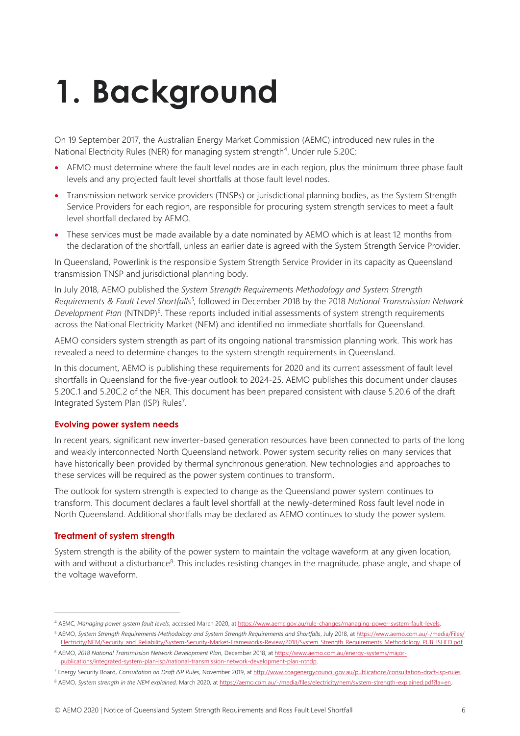# 1. Background

On 19 September 2017, the Australian Energy Market Commission (AEMC) introduced new rules in the National Electricity Rules (NER) for managing system strength[4]. Under rule 5.20C:

- AEMO must determine where the fault level nodes are in each region, plus the minimum three phase fault levels and any projected fault level shortfalls at those fault level nodes.
- Transmission network service providers (TNSPs) or jurisdictional planning bodies, as the System Strength Service Providers for each region, are responsible for procuring system strength services to meet a fault level shortfall declared by AEMO.
- These services must be made available by a date nominated by AEMO which is at least 12 months from the declaration of the shortfall, unless an earlier date is agreed with the System Strength Service Provider.

In Queensland, Powerlink is the responsible System Strength Service Provider in its capacity as Queensland transmission TNSP and jurisdictional planning body.

In July 2018, AEMO published the *System Strength Requirements Methodology and System Strength Requirements & Fault Level Shortfalls*[5], followed in December 2018 by the 2018 *National Transmission Network Development Plan* (NTNDP)[6]. These reports included initial assessments of system strength requirements across the National Electricity Market (NEM) and identified no immediate shortfalls for Queensland.

AEMO considers system strength as part of its ongoing national transmission planning work. This work has revealed a need to determine changes to the system strength requirements in Queensland.

In this document, AEMO is publishing these requirements for 2020 and its current assessment of fault level shortfalls in Queensland for the five-year outlook to 2024-25. AEMO publishes this document under clauses 5.20C.1 and 5.20C.2 of the NER. This document has been prepared consistent with clause 5.20.6 of the draft Integrated System Plan (ISP) Rules[7].

### Evolving power system needs

In recent years, significant new inverter-based generation resources have been connected to parts of the long and weakly interconnected North Queensland network. Power system security relies on many services that have historically been provided by thermal synchronous generation. New technologies and approaches to these services will be required as the power system continues to transform.

The outlook for system strength is expected to change as the Queensland power system continues to transform. This document declares a fault level shortfall at the newly-determined Ross fault level node in North Queensland. Additional shortfalls may be declared as AEMO continues to study the power system.

### Treatment of system strength

System strength is the ability of the power system to maintain the voltage waveform at any given location, with and without a disturbance[8]. This includes resisting changes in the magnitude, phase angle, and shape of the voltage waveform.

---

[4] AEMC, *Managing power system fault levels*, accessed March 2020, at https://www.aemc.gov.au/rule-changes/managing-power-system-fault-levels.

[5] AEMO, *System Strength Requirements Methodology and System Strength Requirements and Shortfalls*, July 2018, at https://www.aemo.com.au/-/media/Files/Electricity/NEM/Security_and_Reliability/System-Security-Market-Frameworks-Review/2018/System_Strength_Requirements_Methodology_PUBLISHED.pdf.

[6] AEMO, *2018 National Transmission Network Development Plan*, December 2018, at https://www.aemo.com.au/energy-systems/major-publications/integrated-system-plan-isp/national-transmission-network-development-plan-ntndp.

[7] Energy Security Board, *Consultation on Draft ISP Rules*, November 2019, at http://www.coagenergycouncil.gov.au/publications/consultation-draft-isp-rules.

[8] AEMO, *System strength in the NEM explained*, March 2020, at https://aemo.com.au/-/media/files/electricity/nem/system-strength-explained.pdf?la=en.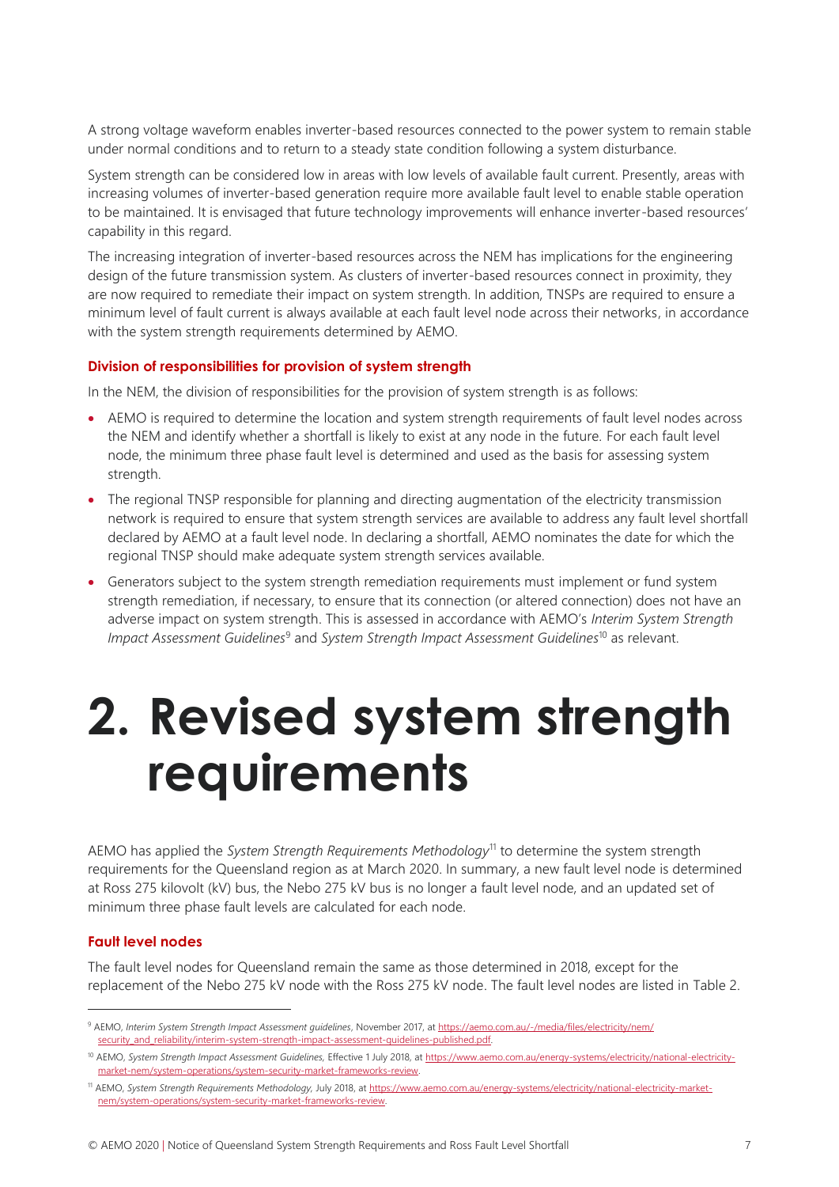A strong voltage waveform enables inverter-based resources connected to the power system to remain stable under normal conditions and to return to a steady state condition following a system disturbance.

System strength can be considered low in areas with low levels of available fault current. Presently, areas with increasing volumes of inverter-based generation require more available fault level to enable stable operation to be maintained. It is envisaged that future technology improvements will enhance inverter-based resources' capability in this regard.

The increasing integration of inverter-based resources across the NEM has implications for the engineering design of the future transmission system. As clusters of inverter-based resources connect in proximity, they are now required to remediate their impact on system strength. In addition, TNSPs are required to ensure a minimum level of fault current is always available at each fault level node across their networks, in accordance with the system strength requirements determined by AEMO.

### Division of responsibilities for provision of system strength

In the NEM, the division of responsibilities for the provision of system strength is as follows:

- AEMO is required to determine the location and system strength requirements of fault level nodes across the NEM and identify whether a shortfall is likely to exist at any node in the future. For each fault level node, the minimum three phase fault level is determined and used as the basis for assessing system strength.
- The regional TNSP responsible for planning and directing augmentation of the electricity transmission network is required to ensure that system strength services are available to address any fault level shortfall declared by AEMO at a fault level node. In declaring a shortfall, AEMO nominates the date for which the regional TNSP should make adequate system strength services available.
- Generators subject to the system strength remediation requirements must implement or fund system strength remediation, if necessary, to ensure that its connection (or altered connection) does not have an adverse impact on system strength. This is assessed in accordance with AEMO's *Interim System Strength Impact Assessment Guidelines*[9] and *System Strength Impact Assessment Guidelines*[10] as relevant.

# 2. Revised system strength requirements

AEMO has applied the *System Strength Requirements Methodology*[11] to determine the system strength requirements for the Queensland region as at March 2020. In summary, a new fault level node is determined at Ross 275 kilovolt (kV) bus, the Nebo 275 kV bus is no longer a fault level node, and an updated set of minimum three phase fault levels are calculated for each node.

### Fault level nodes

The fault level nodes for Queensland remain the same as those determined in 2018, except for the replacement of the Nebo 275 kV node with the Ross 275 kV node. The fault level nodes are listed in Table 2.

---

[9] AEMO, *Interim System Strength Impact Assessment guidelines*, November 2017, at https://aemo.com.au/-/media/files/electricity/nem/security_and_reliability/interim-system-strength-impact-assessment-guidelines-published.pdf.

[10] AEMO, *System Strength Impact Assessment Guidelines*, Effective 1 July 2018, at https://www.aemo.com.au/energy-systems/electricity/national-electricity-market-nem/system-operations/system-security-market-frameworks-review.

[11] AEMO, *System Strength Requirements Methodology*, July 2018, at https://www.aemo.com.au/energy-systems/electricity/national-electricity-market-nem/system-operations/system-security-market-frameworks-review.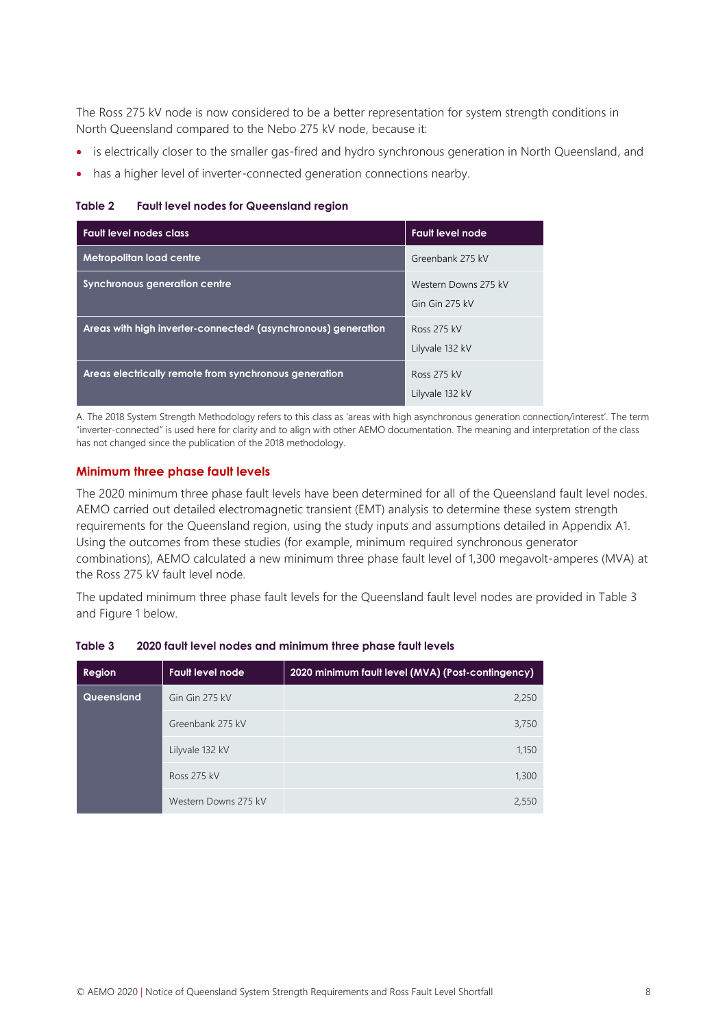The Ross 275 kV node is now considered to be a better representation for system strength conditions in North Queensland compared to the Nebo 275 kV node, because it:

- is electrically closer to the smaller gas-fired and hydro synchronous generation in North Queensland, and
- has a higher level of inverter-connected generation connections nearby.

**Table 2 Fault level nodes for Queensland region**

| Fault level nodes class | Fault level node |
|---|---|
| Metropolitan load centre | Greenbank 275 kV |
| Synchronous generation centre | Western Downs 275 kV<br>Gin Gin 275 kV |
| Areas with high inverter-connected[A] (asynchronous) generation | Ross 275 kV<br>Lilyvale 132 kV |
| Areas electrically remote from synchronous generation | Ross 275 kV<br>Lilyvale 132 kV |

A. The 2018 System Strength Methodology refers to this class as 'areas with high asynchronous generation connection/interest'. The term "inverter-connected" is used here for clarity and to align with other AEMO documentation. The meaning and interpretation of the class has not changed since the publication of the 2018 methodology.

## Minimum three phase fault levels

The 2020 minimum three phase fault levels have been determined for all of the Queensland fault level nodes. AEMO carried out detailed electromagnetic transient (EMT) analysis to determine these system strength requirements for the Queensland region, using the study inputs and assumptions detailed in Appendix A1. Using the outcomes from these studies (for example, minimum required synchronous generator combinations), AEMO calculated a new minimum three phase fault level of 1,300 megavolt-amperes (MVA) at the Ross 275 kV fault level node.

The updated minimum three phase fault levels for the Queensland fault level nodes are provided in Table 3 and Figure 1 below.

**Table 3 2020 fault level nodes and minimum three phase fault levels**

| Region | Fault level node | 2020 minimum fault level (MVA) (Post-contingency) |
|---|---|---|
| Queensland | Gin Gin 275 kV | 2,250 |
| | Greenbank 275 kV | 3,750 |
| | Lilyvale 132 kV | 1,150 |
| | Ross 275 kV | 1,300 |
| | Western Downs 275 kV | 2,550 |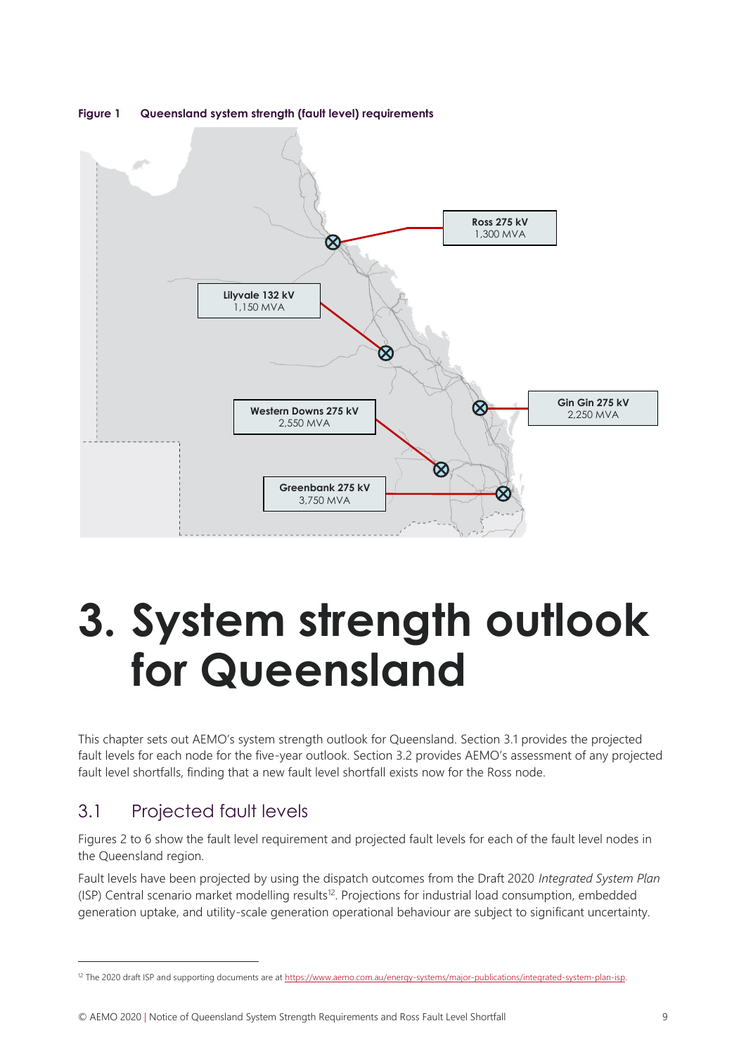**Figure 1 Queensland system strength (fault level) requirements**

Ross 275 kV
1,300 MVA

Lilyvale 132 kV
1,150 MVA

Gin Gin 275 kV
2,250 MVA

Western Downs 275 kV
2,550 MVA

Greenbank 275 kV
3,750 MVA

# 3. System strength outlook for Queensland

This chapter sets out AEMO's system strength outlook for Queensland. Section 3.1 provides the projected fault levels for each node for the five-year outlook. Section 3.2 provides AEMO's assessment of any projected fault level shortfalls, finding that a new fault level shortfall exists now for the Ross node.

## 3.1 Projected fault levels

Figures 2 to 6 show the fault level requirement and projected fault levels for each of the fault level nodes in the Queensland region.

Fault levels have been projected by using the dispatch outcomes from the Draft 2020 *Integrated System Plan* (ISP) Central scenario market modelling results[12]. Projections for industrial load consumption, embedded generation uptake, and utility-scale generation operational behaviour are subject to significant uncertainty.

---

[12] The 2020 draft ISP and supporting documents are at https://www.aemo.com.au/energy-systems/major-publications/integrated-system-plan-isp.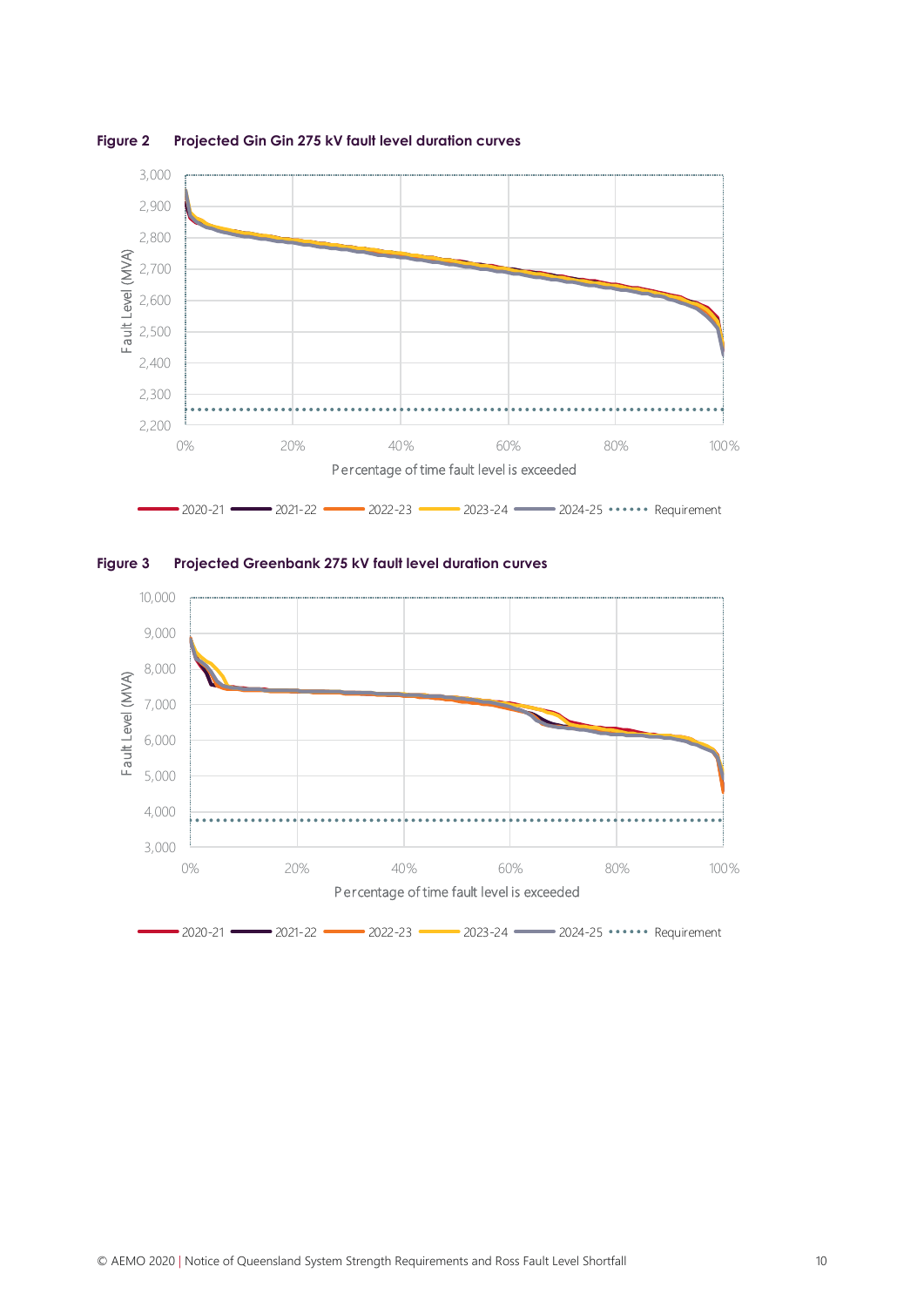**Figure 2 Projected Gin Gin 275 kV fault level duration curves**

**Figure 3 Projected Greenbank 275 kV fault level duration curves**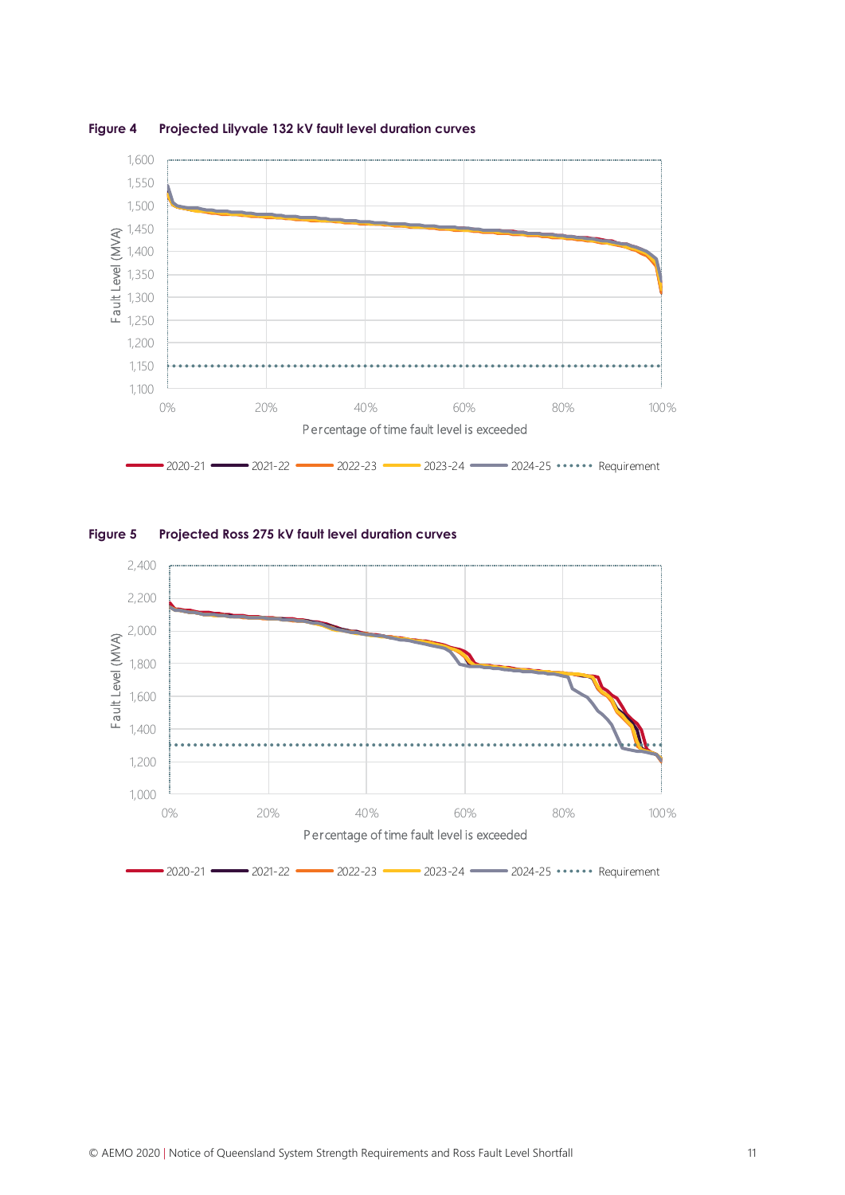**Figure 4 Projected Lilyvale 132 kV fault level duration curves**

**Figure 5 Projected Ross 275 kV fault level duration curves**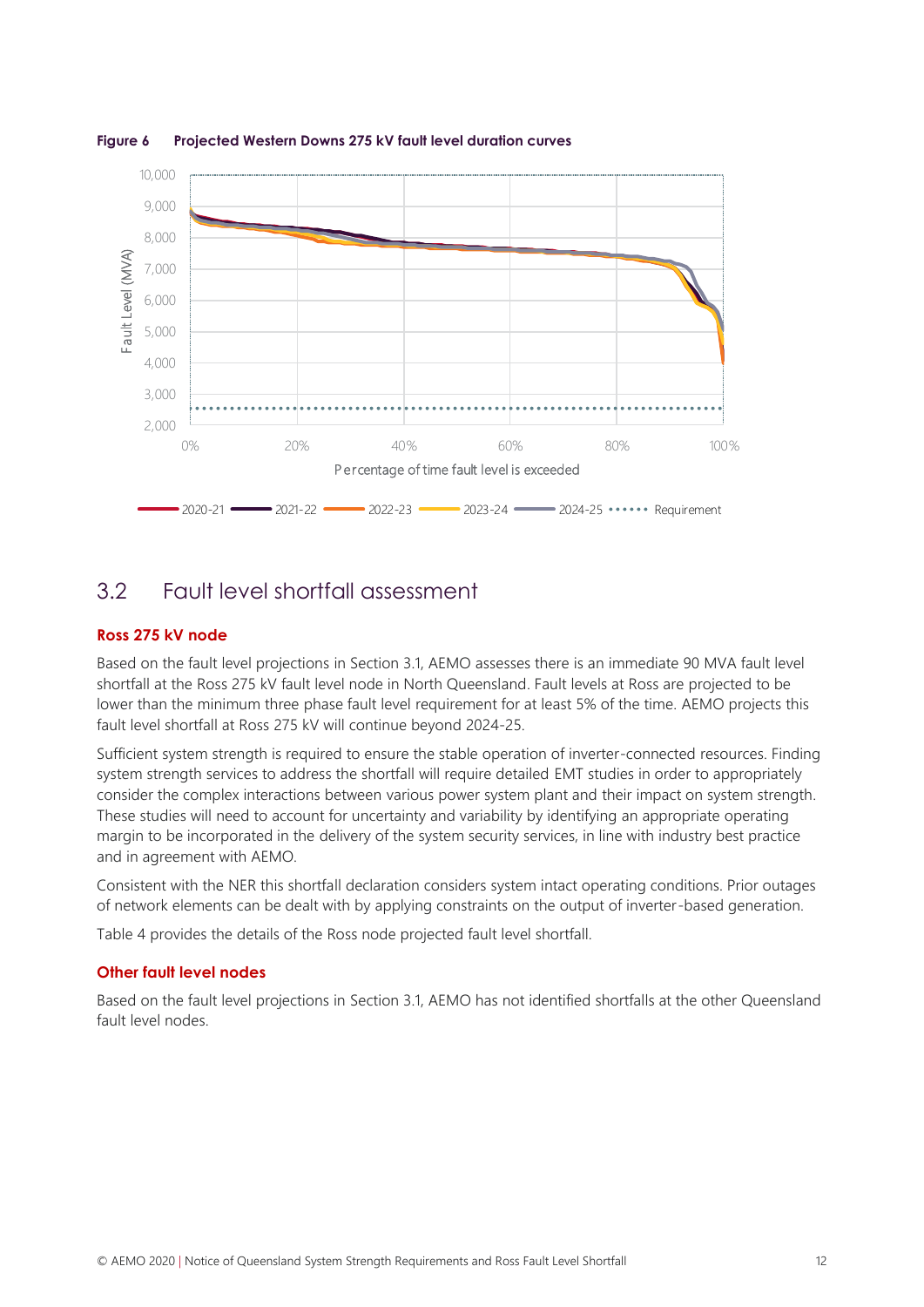**Figure 6 Projected Western Downs 275 kV fault level duration curves**

## 3.2 Fault level shortfall assessment

### Ross 275 kV node

Based on the fault level projections in Section 3.1, AEMO assesses there is an immediate 90 MVA fault level shortfall at the Ross 275 kV fault level node in North Queensland. Fault levels at Ross are projected to be lower than the minimum three phase fault level requirement for at least 5% of the time. AEMO projects this fault level shortfall at Ross 275 kV will continue beyond 2024-25.

Sufficient system strength is required to ensure the stable operation of inverter-connected resources. Finding system strength services to address the shortfall will require detailed EMT studies in order to appropriately consider the complex interactions between various power system plant and their impact on system strength. These studies will need to account for uncertainty and variability by identifying an appropriate operating margin to be incorporated in the delivery of the system security services, in line with industry best practice and in agreement with AEMO.

Consistent with the NER this shortfall declaration considers system intact operating conditions. Prior outages of network elements can be dealt with by applying constraints on the output of inverter-based generation.

Table 4 provides the details of the Ross node projected fault level shortfall.

### Other fault level nodes

Based on the fault level projections in Section 3.1, AEMO has not identified shortfalls at the other Queensland fault level nodes.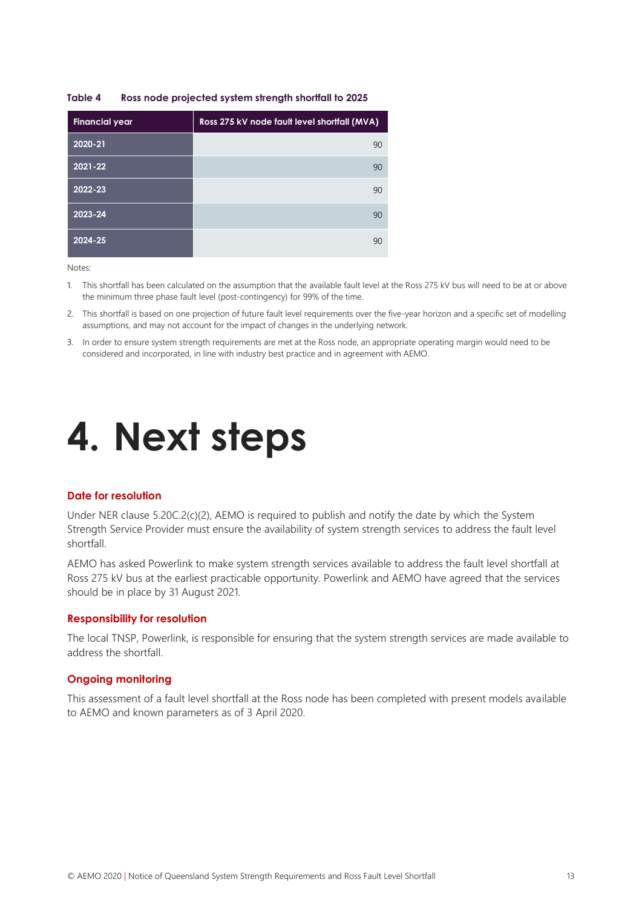**Table 4 Ross node projected system strength shortfall to 2025**

| Financial year | Ross 275 kV node fault level shortfall (MVA) |
|---|---|
| 2020-21 | 90 |
| 2021-22 | 90 |
| 2022-23 | 90 |
| 2023-24 | 90 |
| 2024-25 | 90 |

Notes:

1. This shortfall has been calculated on the assumption that the available fault level at the Ross 275 kV bus will need to be at or above the minimum three phase fault level (post-contingency) for 99% of the time.
2. This shortfall is based on one projection of future fault level requirements over the five-year horizon and a specific set of modelling assumptions, and may not account for the impact of changes in the underlying network.
3. In order to ensure system strength requirements are met at the Ross node, an appropriate operating margin would need to be considered and incorporated, in line with industry best practice and in agreement with AEMO.

# 4. Next steps

### Date for resolution

Under NER clause 5.20C.2(c)(2), AEMO is required to publish and notify the date by which the System Strength Service Provider must ensure the availability of system strength services to address the fault level shortfall.

AEMO has asked Powerlink to make system strength services available to address the fault level shortfall at Ross 275 kV bus at the earliest practicable opportunity. Powerlink and AEMO have agreed that the services should be in place by 31 August 2021.

### Responsibility for resolution

The local TNSP, Powerlink, is responsible for ensuring that the system strength services are made available to address the shortfall.

### Ongoing monitoring

This assessment of a fault level shortfall at the Ross node has been completed with present models available to AEMO and known parameters as of 3 April 2020.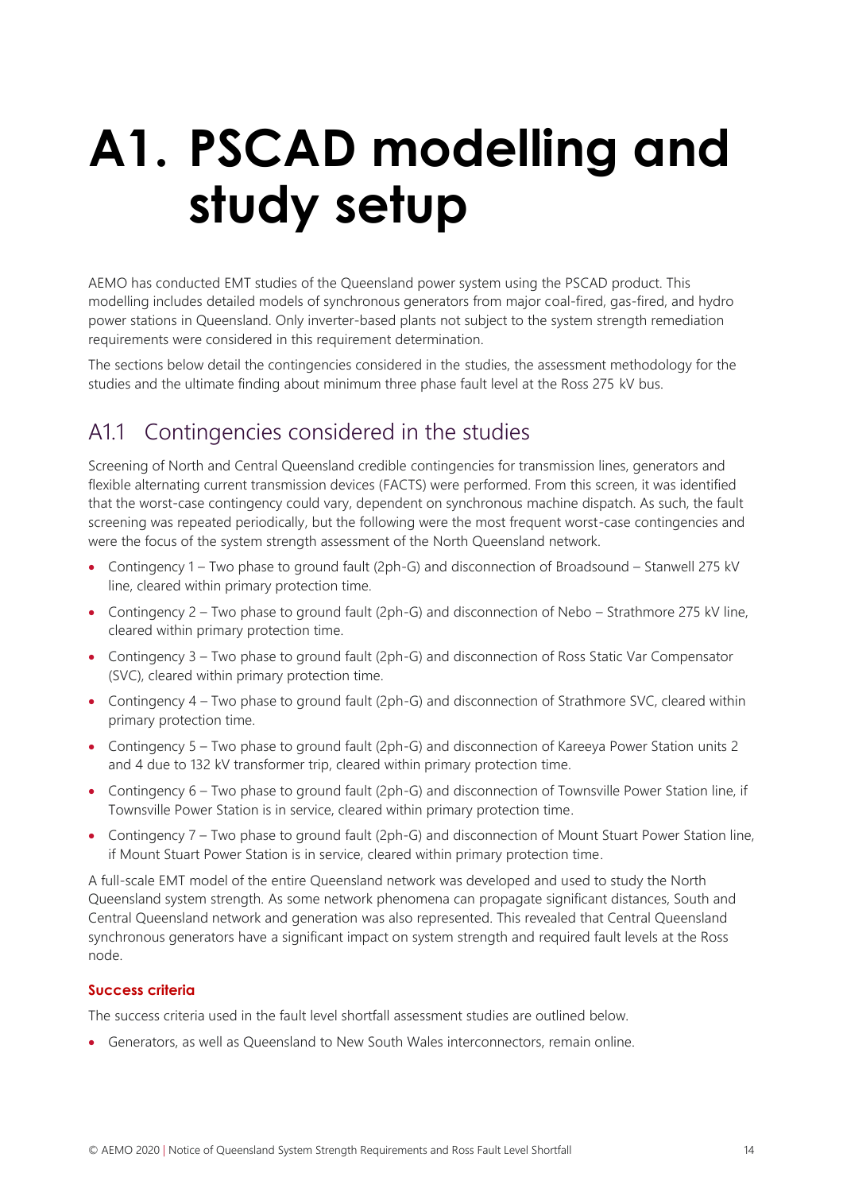# A1. PSCAD modelling and study setup

AEMO has conducted EMT studies of the Queensland power system using the PSCAD product. This modelling includes detailed models of synchronous generators from major coal-fired, gas-fired, and hydro power stations in Queensland. Only inverter-based plants not subject to the system strength remediation requirements were considered in this requirement determination.

The sections below detail the contingencies considered in the studies, the assessment methodology for the studies and the ultimate finding about minimum three phase fault level at the Ross 275 kV bus.

## A1.1 Contingencies considered in the studies

Screening of North and Central Queensland credible contingencies for transmission lines, generators and flexible alternating current transmission devices (FACTS) were performed. From this screen, it was identified that the worst-case contingency could vary, dependent on synchronous machine dispatch. As such, the fault screening was repeated periodically, but the following were the most frequent worst-case contingencies and were the focus of the system strength assessment of the North Queensland network.

- Contingency 1 – Two phase to ground fault (2ph-G) and disconnection of Broadsound – Stanwell 275 kV line, cleared within primary protection time.
- Contingency 2 – Two phase to ground fault (2ph-G) and disconnection of Nebo – Strathmore 275 kV line, cleared within primary protection time.
- Contingency 3 – Two phase to ground fault (2ph-G) and disconnection of Ross Static Var Compensator (SVC), cleared within primary protection time.
- Contingency 4 – Two phase to ground fault (2ph-G) and disconnection of Strathmore SVC, cleared within primary protection time.
- Contingency 5 – Two phase to ground fault (2ph-G) and disconnection of Kareeya Power Station units 2 and 4 due to 132 kV transformer trip, cleared within primary protection time.
- Contingency 6 – Two phase to ground fault (2ph-G) and disconnection of Townsville Power Station line, if Townsville Power Station is in service, cleared within primary protection time.
- Contingency 7 – Two phase to ground fault (2ph-G) and disconnection of Mount Stuart Power Station line, if Mount Stuart Power Station is in service, cleared within primary protection time.

A full-scale EMT model of the entire Queensland network was developed and used to study the North Queensland system strength. As some network phenomena can propagate significant distances, South and Central Queensland network and generation was also represented. This revealed that Central Queensland synchronous generators have a significant impact on system strength and required fault levels at the Ross node.

#### Success criteria

The success criteria used in the fault level shortfall assessment studies are outlined below.

- Generators, as well as Queensland to New South Wales interconnectors, remain online.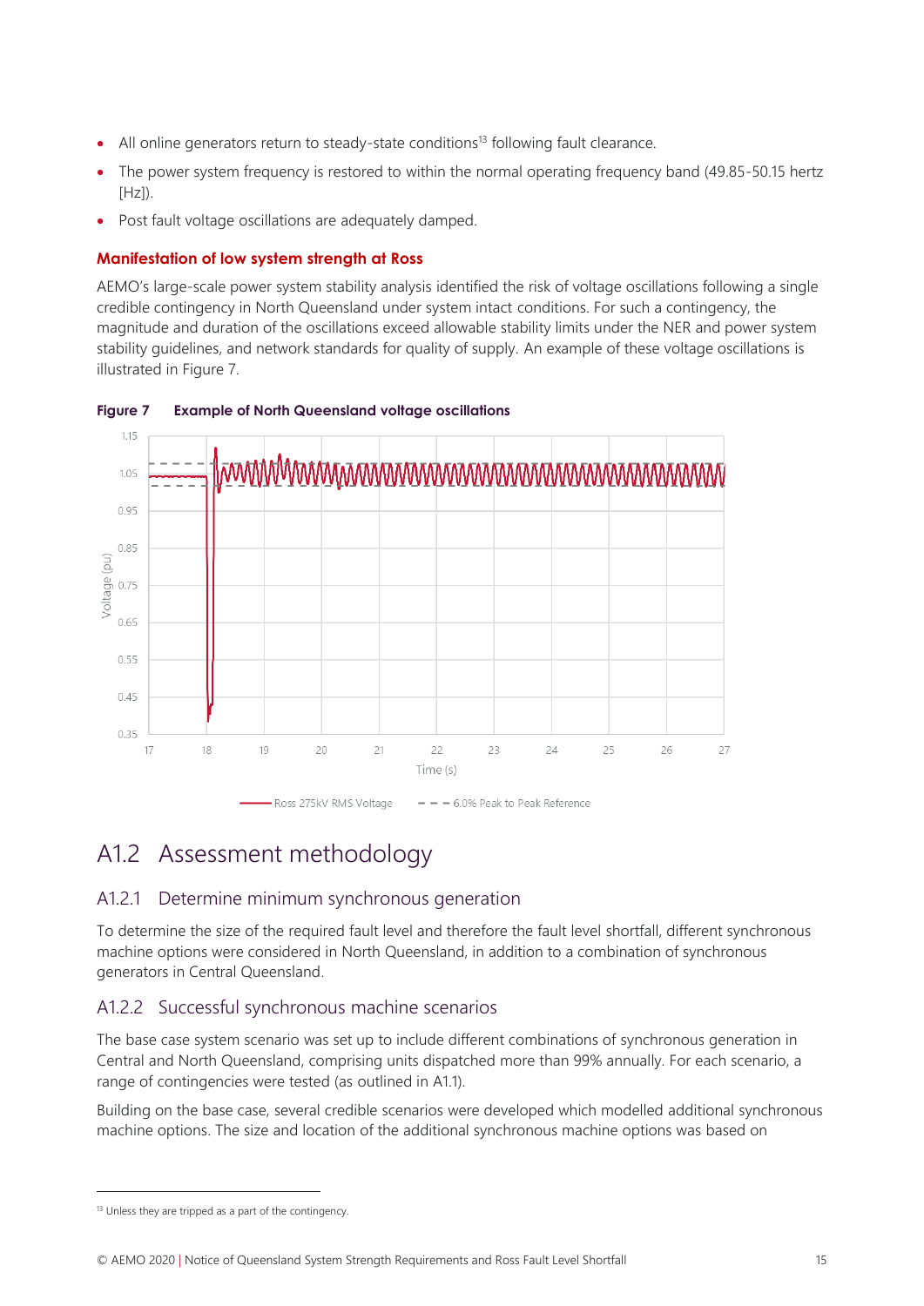- All online generators return to steady-state conditions[13] following fault clearance.
- The power system frequency is restored to within the normal operating frequency band (49.85-50.15 hertz [Hz]).
- Post fault voltage oscillations are adequately damped.

#### Manifestation of low system strength at Ross

AEMO's large-scale power system stability analysis identified the risk of voltage oscillations following a single credible contingency in North Queensland under system intact conditions. For such a contingency, the magnitude and duration of the oscillations exceed allowable stability limits under the NER and power system stability guidelines, and network standards for quality of supply. An example of these voltage oscillations is illustrated in Figure 7.

**Figure 7 Example of North Queensland voltage oscillations**

## A1.2 Assessment methodology

### A1.2.1 Determine minimum synchronous generation

To determine the size of the required fault level and therefore the fault level shortfall, different synchronous machine options were considered in North Queensland, in addition to a combination of synchronous generators in Central Queensland.

### A1.2.2 Successful synchronous machine scenarios

The base case system scenario was set up to include different combinations of synchronous generation in Central and North Queensland, comprising units dispatched more than 99% annually. For each scenario, a range of contingencies were tested (as outlined in A1.1).

Building on the base case, several credible scenarios were developed which modelled additional synchronous machine options. The size and location of the additional synchronous machine options was based on

[13] Unless they are tripped as a part of the contingency.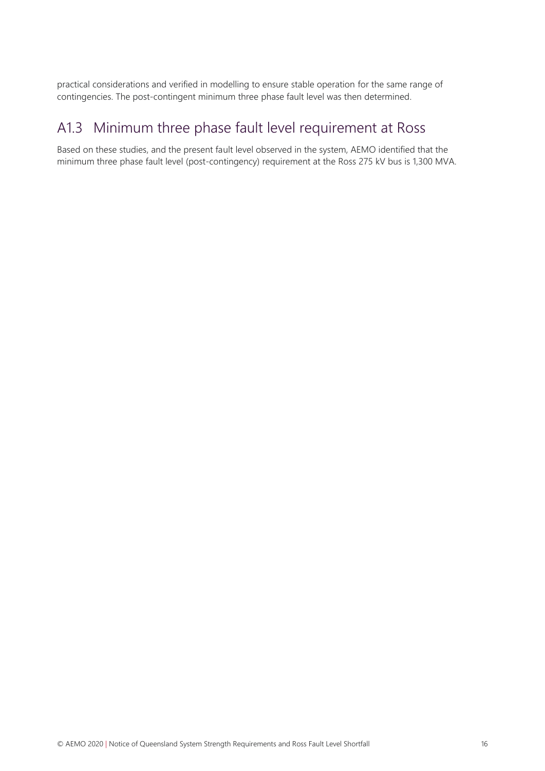practical considerations and verified in modelling to ensure stable operation for the same range of contingencies. The post-contingent minimum three phase fault level was then determined.

## A1.3 Minimum three phase fault level requirement at Ross

Based on these studies, and the present fault level observed in the system, AEMO identified that the minimum three phase fault level (post-contingency) requirement at the Ross 275 kV bus is 1,300 MVA.